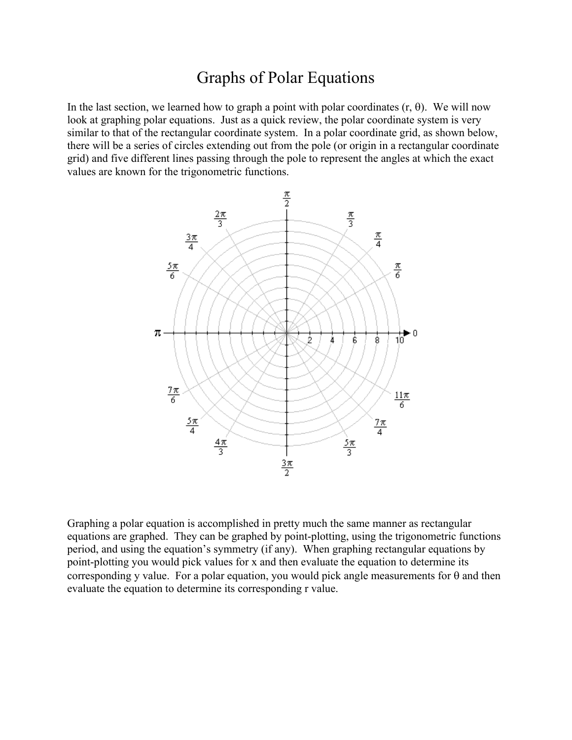# Graphs of Polar Equations

In the last section, we learned how to graph a point with polar coordinates (r, θ). We will now look at graphing polar equations. Just as a quick review, the polar coordinate system is very similar to that of the rectangular coordinate system. In a polar coordinate grid, as shown below, there will be a series of circles extending out from the pole (or origin in a rectangular coordinate grid) and five different lines passing through the pole to represent the angles at which the exact values are known for the trigonometric functions.

Graphing a polar equation is accomplished in pretty much the same manner as rectangular equations are graphed. They can be graphed by point-plotting, using the trigonometric functions period, and using the equation's symmetry (if any). When graphing rectangular equations by point-plotting you would pick values for x and then evaluate the equation to determine its corresponding y value. For a polar equation, you would pick angle measurements for θ and then evaluate the equation to determine its corresponding r value.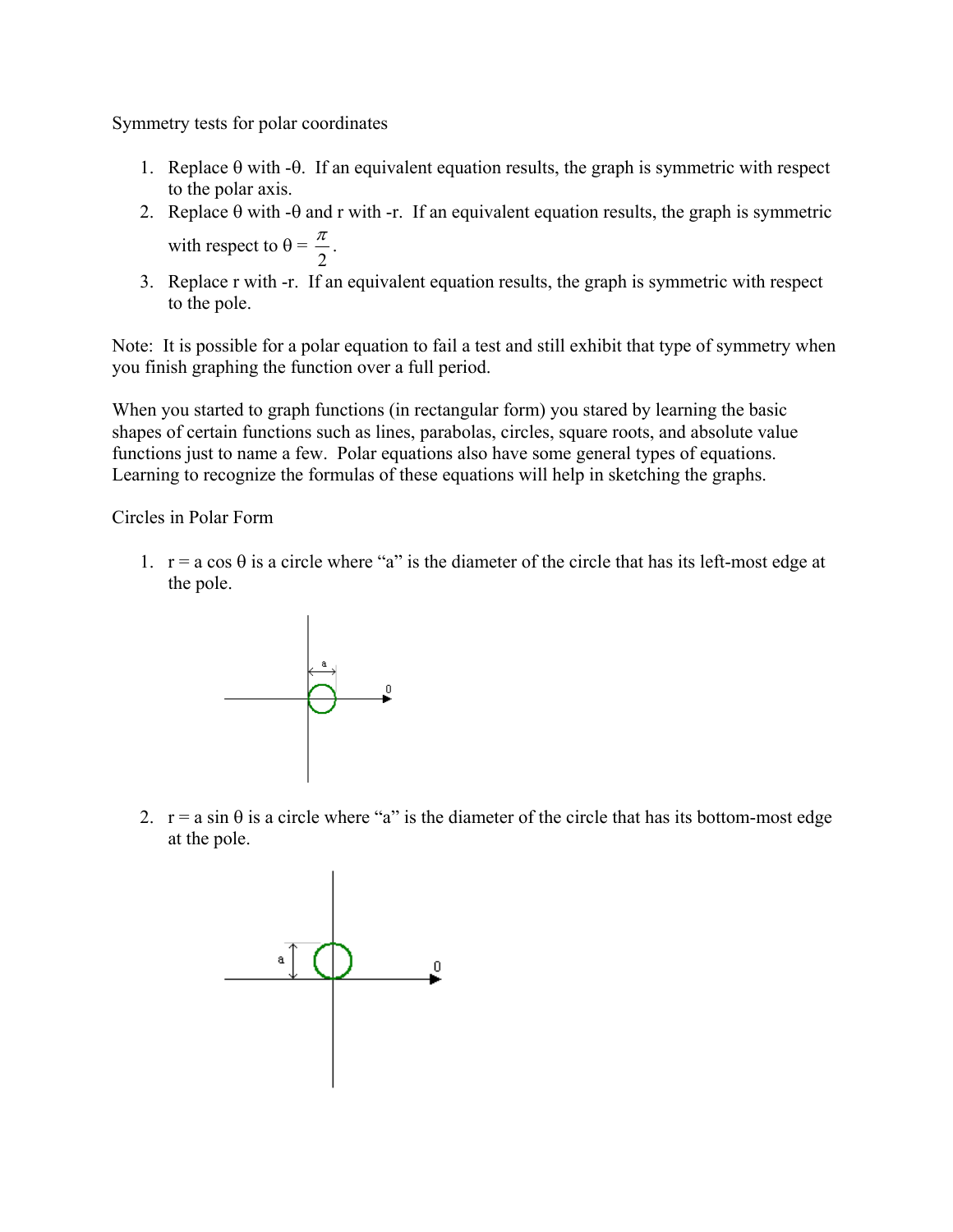Symmetry tests for polar coordinates

1. Replace $\theta$ with $-\theta$. If an equivalent equation results, the graph is symmetric with respect to the polar axis.
2. Replace $\theta$ with $-\theta$ and r with $-r$. If an equivalent equation results, the graph is symmetric with respect to $\theta = \frac{\pi}{2}$.
3. Replace r with $-r$. If an equivalent equation results, the graph is symmetric with respect to the pole.

Note: It is possible for a polar equation to fail a test and still exhibit that type of symmetry when you finish graphing the function over a full period.

When you started to graph functions (in rectangular form) you stared by learning the basic shapes of certain functions such as lines, parabolas, circles, square roots, and absolute value functions just to name a few. Polar equations also have some general types of equations. Learning to recognize the formulas of these equations will help in sketching the graphs.

Circles in Polar Form

1. $r = a \cos \theta$ is a circle where "a" is the diameter of the circle that has its left-most edge at the pole.

2. $r = a \sin \theta$ is a circle where "a" is the diameter of the circle that has its bottom-most edge at the pole.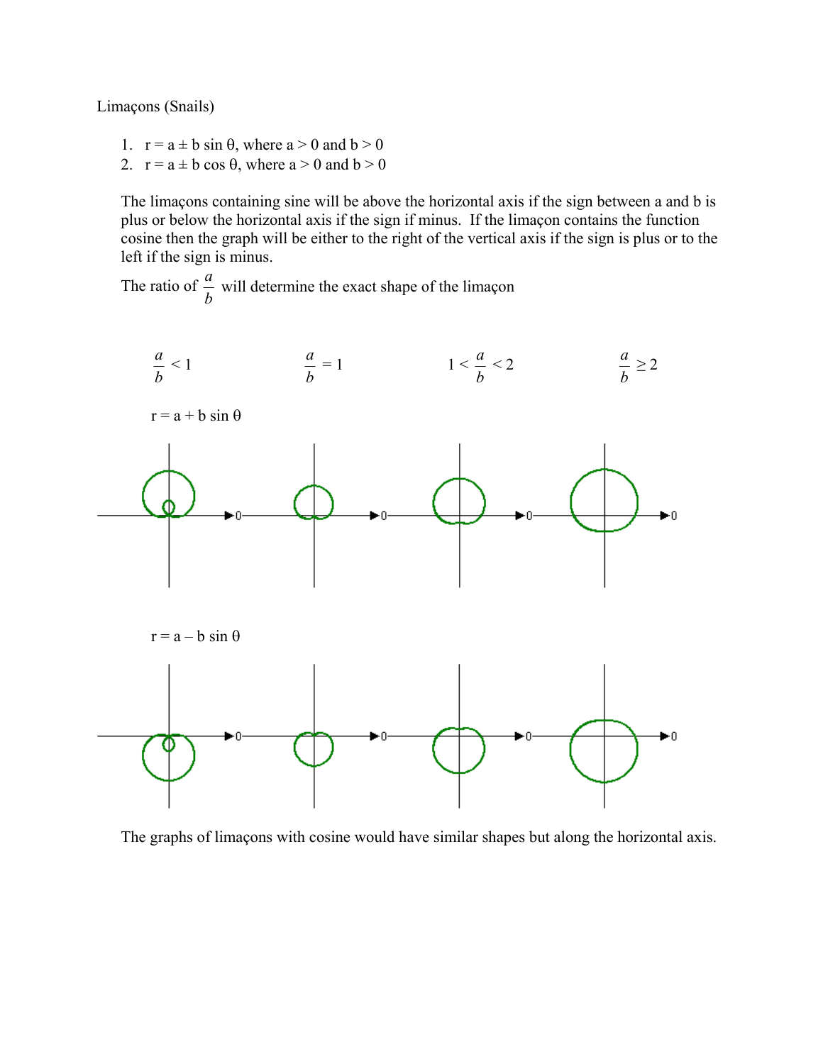Limaçons (Snails)

1. $r = a \pm b \sin \theta$, where $a > 0$ and $b > 0$
2. $r = a \pm b \cos \theta$, where $a > 0$ and $b > 0$

The limaçons containing sine will be above the horizontal axis if the sign between a and b is plus or below the horizontal axis if the sign if minus. If the limaçon contains the function cosine then the graph will be either to the right of the vertical axis if the sign is plus or to the left if the sign is minus.

The ratio of $\frac{a}{b}$ will determine the exact shape of the limaçon

$\frac{a}{b} < 1$ $\quad$ $\frac{a}{b} = 1$ $\quad$ $1 < \frac{a}{b} < 2$ $\quad$ $\frac{a}{b} \geq 2$

$r = a + b \sin \theta$

$r = a - b \sin \theta$

The graphs of limaçons with cosine would have similar shapes but along the horizontal axis.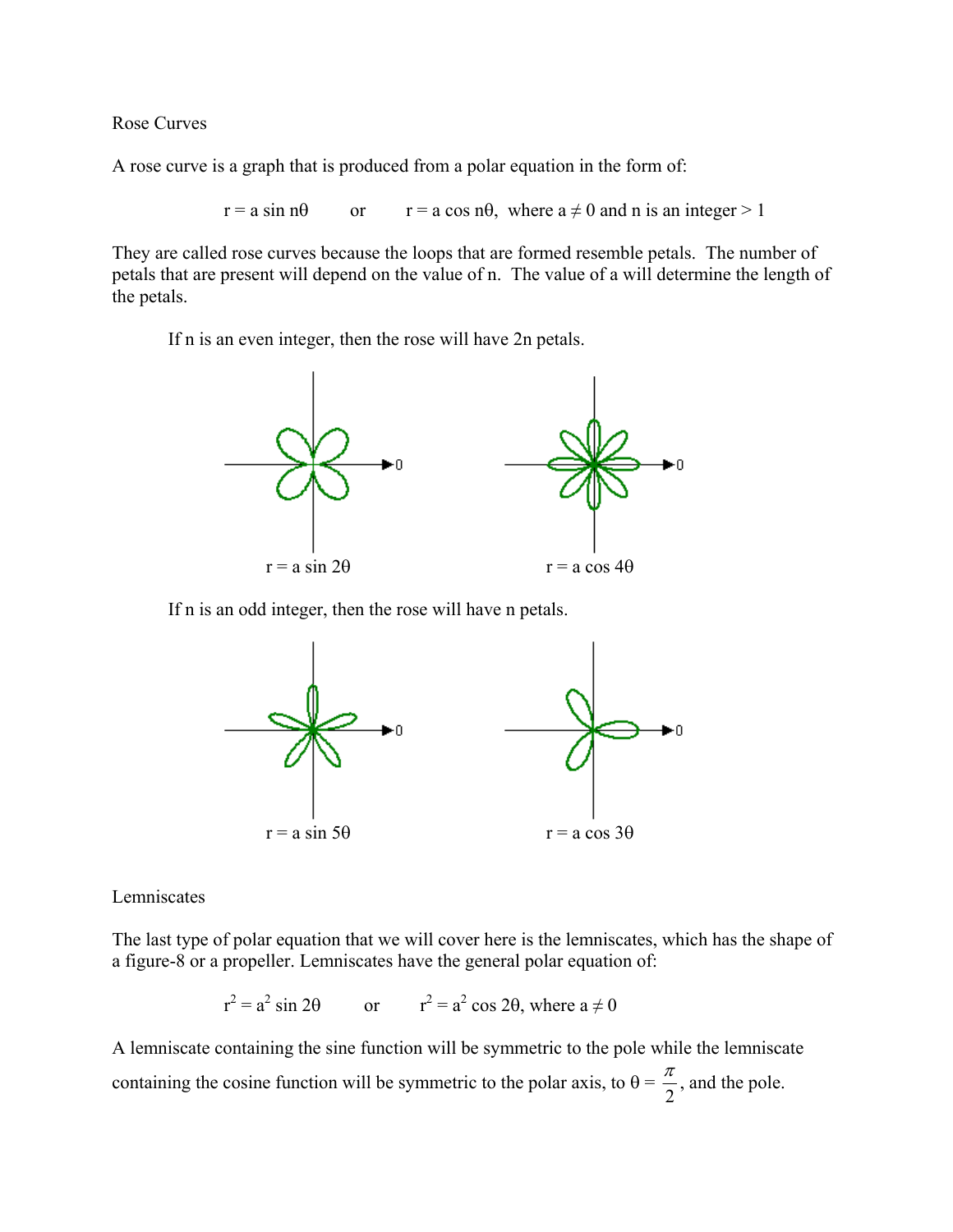## Rose Curves

A rose curve is a graph that is produced from a polar equation in the form of:

$$r = a \sin n\theta \qquad \text{or} \qquad r = a \cos n\theta, \text{ where } a \neq 0 \text{ and } n \text{ is an integer} > 1$$

They are called rose curves because the loops that are formed resemble petals. The number of petals that are present will depend on the value of n. The value of a will determine the length of the petals.

If n is an even integer, then the rose will have 2n petals.

$r = a \sin 2\theta$

$r = a \cos 4\theta$

If n is an odd integer, then the rose will have n petals.

$r = a \sin 5\theta$

$r = a \cos 3\theta$

## Lemniscates

The last type of polar equation that we will cover here is the lemniscates, which has the shape of a figure-8 or a propeller. Lemniscates have the general polar equation of:

$$r^2 = a^2 \sin 2\theta \qquad \text{or} \qquad r^2 = a^2 \cos 2\theta, \text{ where } a \neq 0$$

A lemniscate containing the sine function will be symmetric to the pole while the lemniscate containing the cosine function will be symmetric to the polar axis, to $\theta = \frac{\pi}{2}$, and the pole.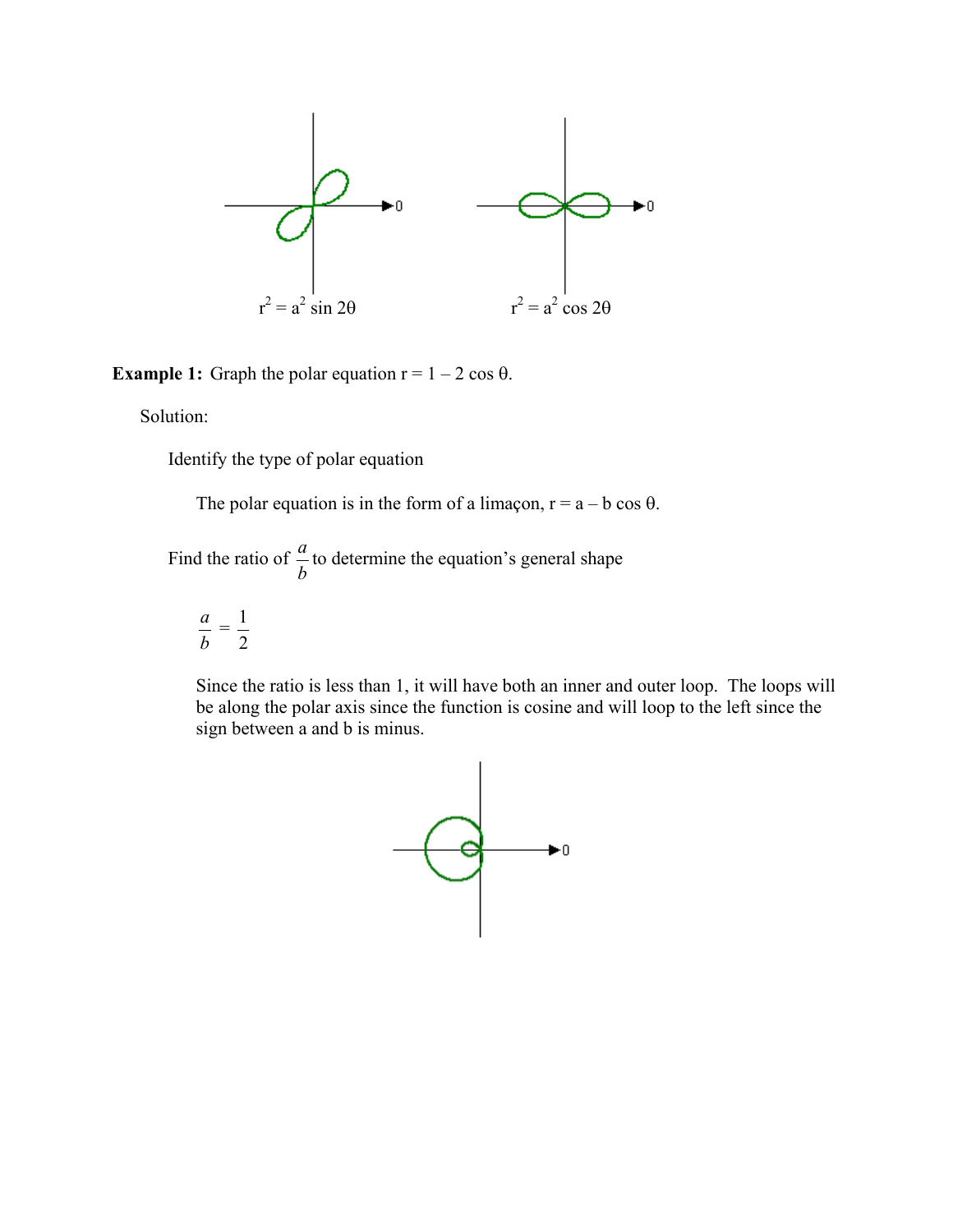$r^2 = a^2 \sin 2\theta$

$r^2 = a^2 \cos 2\theta$

**Example 1:** Graph the polar equation $r = 1 - 2 \cos \theta$.

Solution:

Identify the type of polar equation

The polar equation is in the form of a limaçon, $r = a - b \cos \theta$.

Find the ratio of $\frac{a}{b}$ to determine the equation's general shape

$$\frac{a}{b} = \frac{1}{2}$$

Since the ratio is less than 1, it will have both an inner and outer loop. The loops will be along the polar axis since the function is cosine and will loop to the left since the sign between a and b is minus.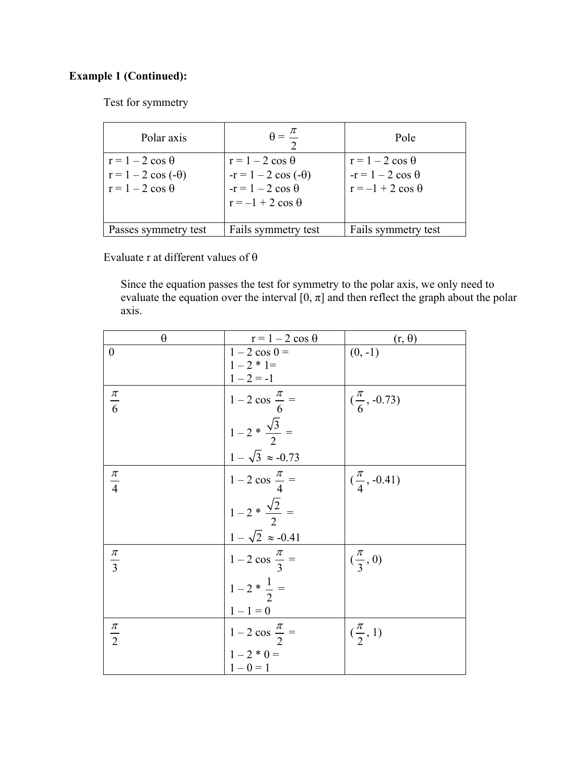**Example 1 (Continued):**

Test for symmetry

| Polar axis | $\theta = \dfrac{\pi}{2}$ | Pole |
|---|---|---|
| $r = 1 - 2\cos\theta$<br>$r = 1 - 2\cos(-\theta)$<br>$r = 1 - 2\cos\theta$ | $r = 1 - 2\cos\theta$<br>$-r = 1 - 2\cos(-\theta)$<br>$-r = 1 - 2\cos\theta$<br>$r = -1 + 2\cos\theta$ | $r = 1 - 2\cos\theta$<br>$-r = 1 - 2\cos\theta$<br>$r = -1 + 2\cos\theta$ |
| Passes symmetry test | Fails symmetry test | Fails symmetry test |

Evaluate r at different values of θ

Since the equation passes the test for symmetry to the polar axis, we only need to evaluate the equation over the interval $[0, \pi]$ and then reflect the graph about the polar axis.

| θ | $r = 1 - 2\cos\theta$ | $(r, \theta)$ |
|---|---|---|
| 0 | $1 - 2\cos 0 =$<br>$1 - 2 * 1 =$<br>$1 - 2 = -1$ | (0, -1) |
| $\dfrac{\pi}{6}$ | $1 - 2\cos\dfrac{\pi}{6} =$<br>$1 - 2 * \dfrac{\sqrt{3}}{2} =$<br>$1 - \sqrt{3} \approx -0.73$ | $(\dfrac{\pi}{6}, -0.73)$ |
| $\dfrac{\pi}{4}$ | $1 - 2\cos\dfrac{\pi}{4} =$<br>$1 - 2 * \dfrac{\sqrt{2}}{2} =$<br>$1 - \sqrt{2} \approx -0.41$ | $(\dfrac{\pi}{4}, -0.41)$ |
| $\dfrac{\pi}{3}$ | $1 - 2\cos\dfrac{\pi}{3} =$<br>$1 - 2 * \dfrac{1}{2} =$<br>$1 - 1 = 0$ | $(\dfrac{\pi}{3}, 0)$ |
| $\dfrac{\pi}{2}$ | $1 - 2\cos\dfrac{\pi}{2} =$<br>$1 - 2 * 0 =$<br>$1 - 0 = 1$ | $(\dfrac{\pi}{2}, 1)$ |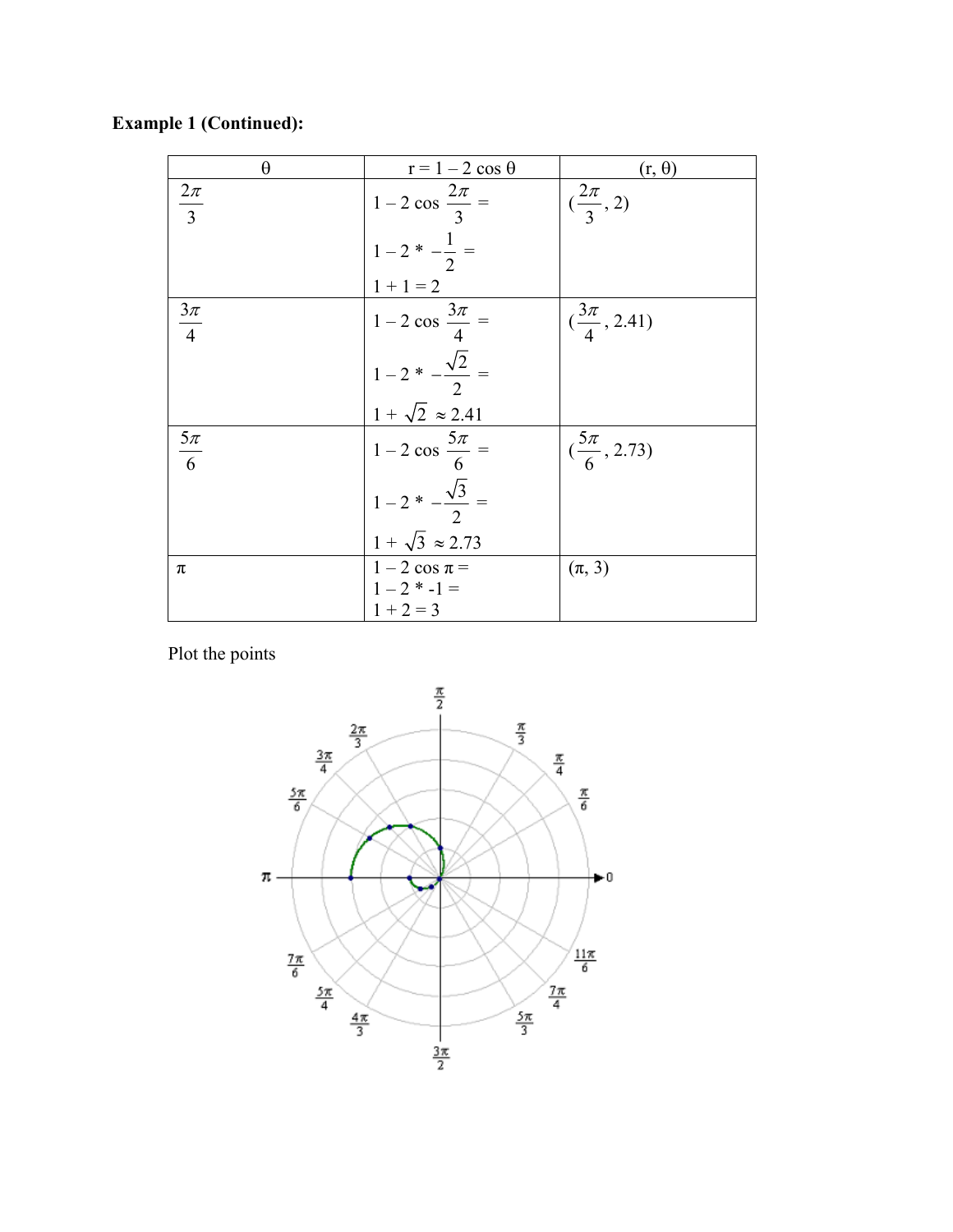**Example 1 (Continued):**

| θ | r = 1 – 2 cos θ | (r, θ) |
|---|---|---|
| $\frac{2\pi}{3}$ | $1 - 2\cos\frac{2\pi}{3} =$ <br> $1 - 2 * -\frac{1}{2} =$ <br> $1 + 1 = 2$ | $(\frac{2\pi}{3}, 2)$ |
| $\frac{3\pi}{4}$ | $1 - 2\cos\frac{3\pi}{4} =$ <br> $1 - 2 * -\frac{\sqrt{2}}{2} =$ <br> $1 + \sqrt{2} \approx 2.41$ | $(\frac{3\pi}{4}, 2.41)$ |
| $\frac{5\pi}{6}$ | $1 - 2\cos\frac{5\pi}{6} =$ <br> $1 - 2 * -\frac{\sqrt{3}}{2} =$ <br> $1 + \sqrt{3} \approx 2.73$ | $(\frac{5\pi}{6}, 2.73)$ |
| π | $1 - 2\cos\pi =$ <br> $1 - 2 * -1 =$ <br> $1 + 2 = 3$ | $(\pi, 3)$ |

Plot the points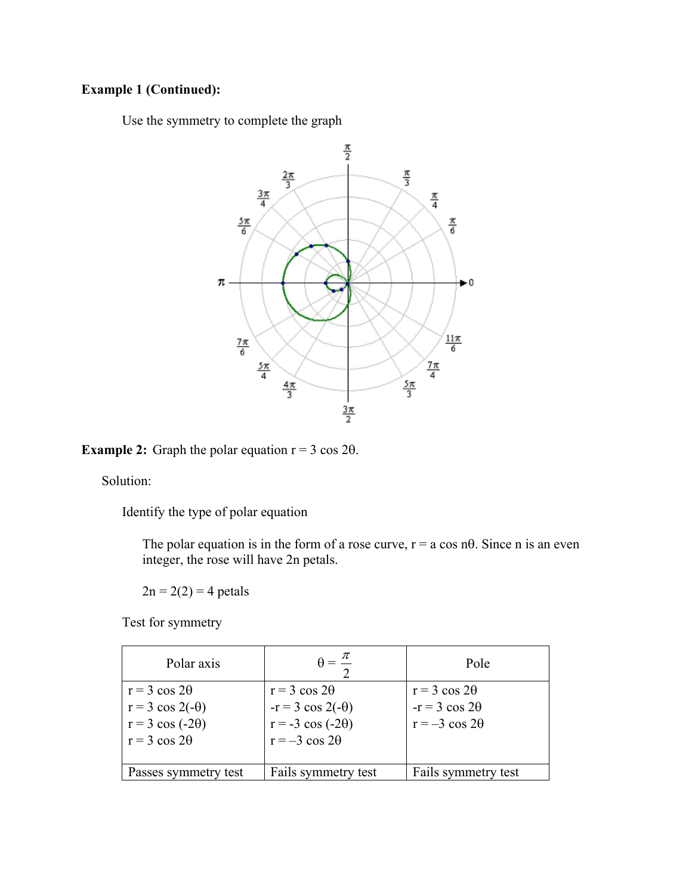**Example 1 (Continued):**

Use the symmetry to complete the graph

**Example 2:** Graph the polar equation $r = 3 \cos 2\theta$.

Solution:

Identify the type of polar equation

The polar equation is in the form of a rose curve, $r = a \cos n\theta$. Since n is an even integer, the rose will have 2n petals.

$2n = 2(2) = 4$ petals

Test for symmetry

| Polar axis | $\theta = \frac{\pi}{2}$ | Pole |
|---|---|---|
| $r = 3 \cos 2\theta$<br>$r = 3 \cos 2(-\theta)$<br>$r = 3 \cos (-2\theta)$<br>$r = 3 \cos 2\theta$ | $r = 3 \cos 2\theta$<br>$-r = 3 \cos 2(-\theta)$<br>$r = -3 \cos (-2\theta)$<br>$r = -3 \cos 2\theta$ | $r = 3 \cos 2\theta$<br>$-r = 3 \cos 2\theta$<br>$r = -3 \cos 2\theta$ |
| Passes symmetry test | Fails symmetry test | Fails symmetry test |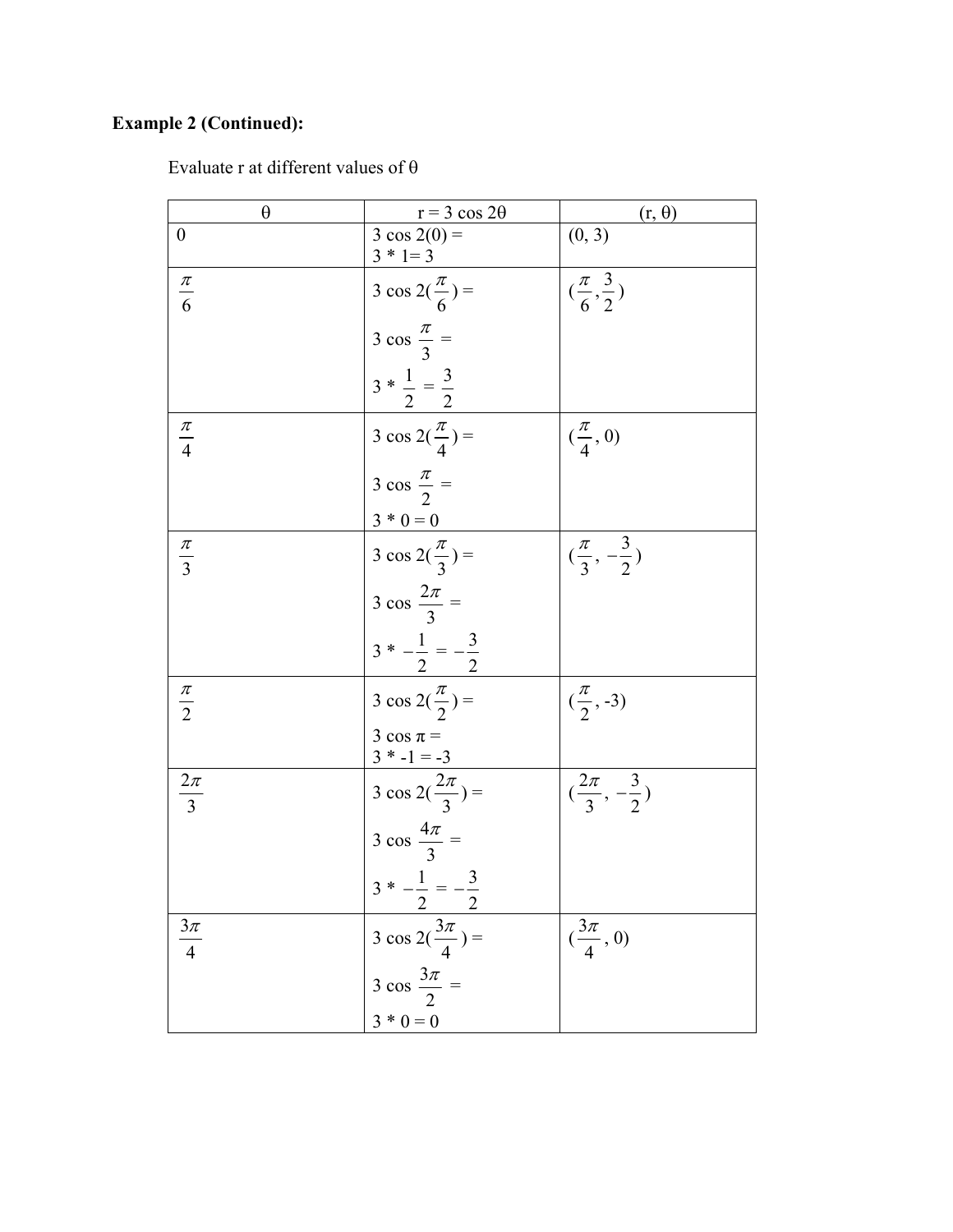**Example 2 (Continued):**

Evaluate r at different values of θ

| θ | $r = 3 \cos 2\theta$ | $(r, \theta)$ |
|---|---|---|
| 0 | $3 \cos 2(0) =$ <br> $3 * 1 = 3$ | $(0, 3)$ |
| $\frac{\pi}{6}$ | $3 \cos 2(\frac{\pi}{6}) =$ <br> $3 \cos \frac{\pi}{3} =$ <br> $3 * \frac{1}{2} = \frac{3}{2}$ | $(\frac{\pi}{6}, \frac{3}{2})$ |
| $\frac{\pi}{4}$ | $3 \cos 2(\frac{\pi}{4}) =$ <br> $3 \cos \frac{\pi}{2} =$ <br> $3 * 0 = 0$ | $(\frac{\pi}{4}, 0)$ |
| $\frac{\pi}{3}$ | $3 \cos 2(\frac{\pi}{3}) =$ <br> $3 \cos \frac{2\pi}{3} =$ <br> $3 * -\frac{1}{2} = -\frac{3}{2}$ | $(\frac{\pi}{3}, -\frac{3}{2})$ |
| $\frac{\pi}{2}$ | $3 \cos 2(\frac{\pi}{2}) =$ <br> $3 \cos \pi =$ <br> $3 * -1 = -3$ | $(\frac{\pi}{2}, -3)$ |
| $\frac{2\pi}{3}$ | $3 \cos 2(\frac{2\pi}{3}) =$ <br> $3 \cos \frac{4\pi}{3} =$ <br> $3 * -\frac{1}{2} = -\frac{3}{2}$ | $(\frac{2\pi}{3}, -\frac{3}{2})$ |
| $\frac{3\pi}{4}$ | $3 \cos 2(\frac{3\pi}{4}) =$ <br> $3 \cos \frac{3\pi}{2} =$ <br> $3 * 0 = 0$ | $(\frac{3\pi}{4}, 0)$ |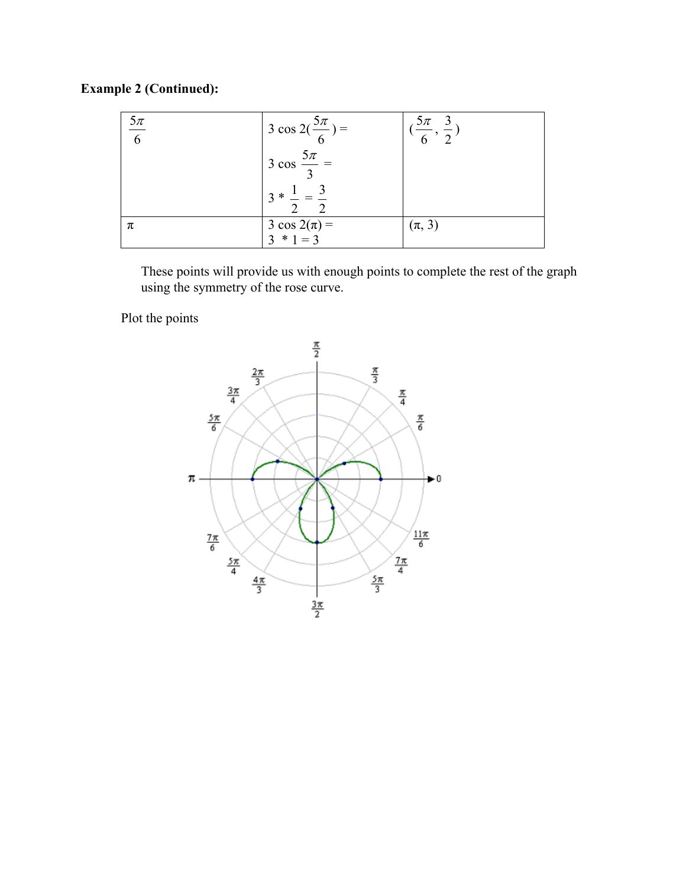**Example 2 (Continued):**

| | | |
|---|---|---|
| $\frac{5\pi}{6}$ | $3 \cos 2(\frac{5\pi}{6}) =$ <br> $3 \cos \frac{5\pi}{3} =$ <br> $3 * \frac{1}{2} = \frac{3}{2}$ | $(\frac{5\pi}{6}, \frac{3}{2})$ |
| $\pi$ | $3 \cos 2(\pi) =$ <br> $3 * 1 = 3$ | $(\pi, 3)$ |

These points will provide us with enough points to complete the rest of the graph using the symmetry of the rose curve.

Plot the points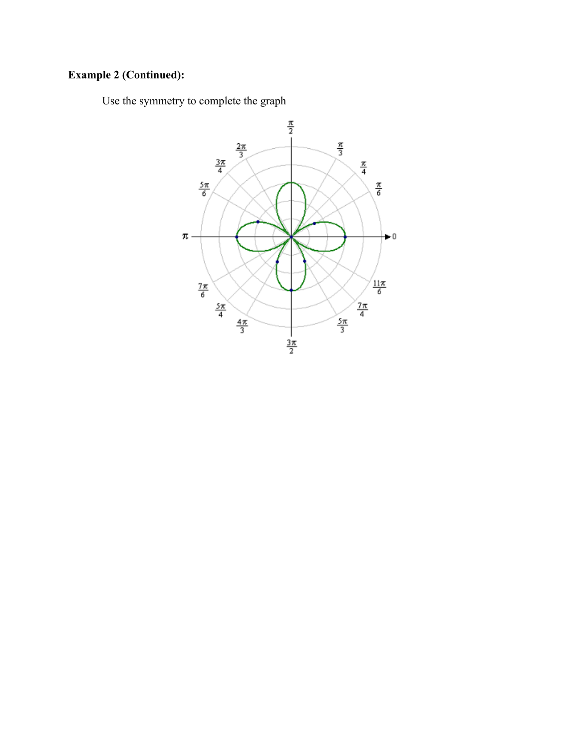**Example 2 (Continued):**

Use the symmetry to complete the graph

$\frac{\pi}{2}$

$\frac{2\pi}{3}$

$\frac{\pi}{3}$

$\frac{3\pi}{4}$

$\frac{\pi}{4}$

$\frac{5\pi}{6}$

$\frac{\pi}{6}$

$\pi$

0

$\frac{7\pi}{6}$

$\frac{11\pi}{6}$

$\frac{5\pi}{4}$

$\frac{7\pi}{4}$

$\frac{4\pi}{3}$

$\frac{5\pi}{3}$

$\frac{3\pi}{2}$